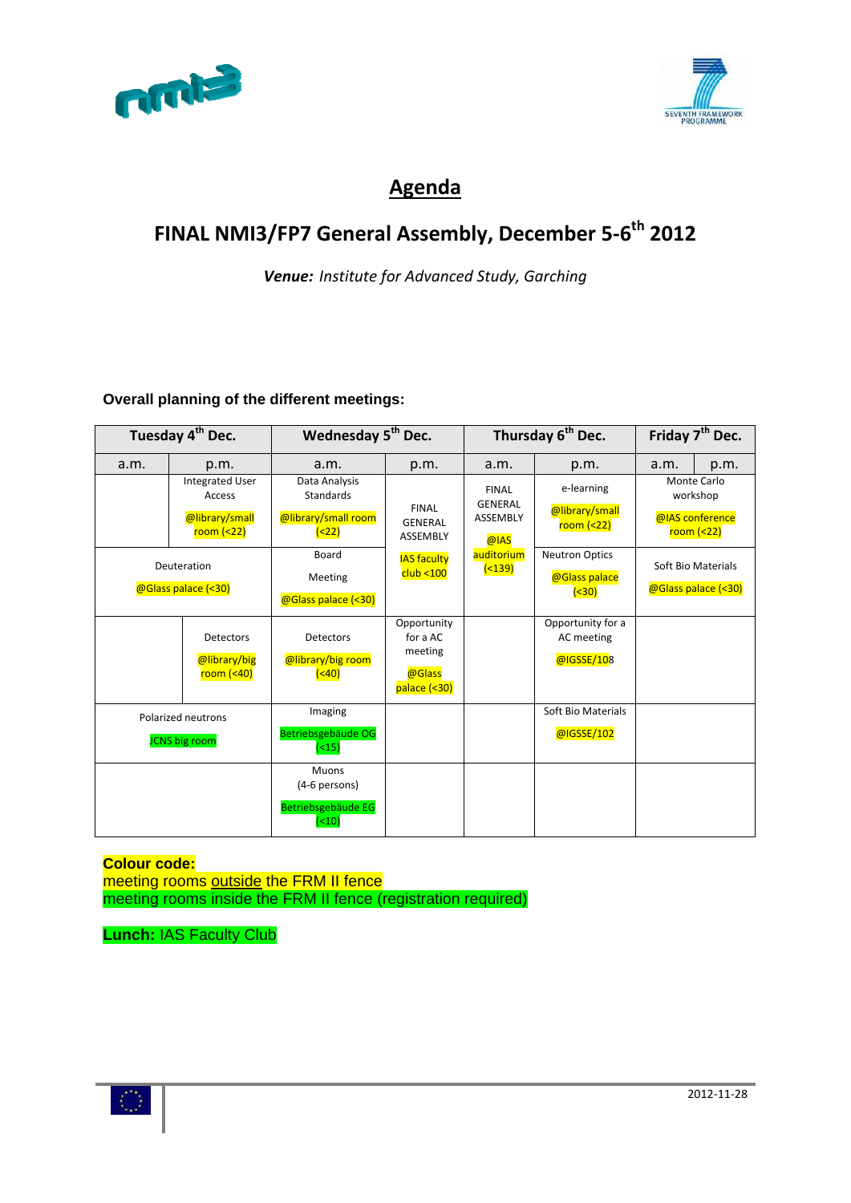# Agenda

## FINAL NMI3/FP7 General Assembly, December 5-6th 2012

***Venue:*** *Institute for Advanced Study, Garching*

**Overall planning of the different meetings:**

| Tuesday 4th Dec. | | Wednesday 5th Dec. | | Thursday 6th Dec. | | Friday 7th Dec. | |
|---|---|---|---|---|---|---|---|
| a.m. | p.m. | a.m. | p.m. | a.m. | p.m. | a.m. | p.m. |
| | Integrated User Access @library/small room (<22) | Data Analysis Standards @library/small room (<22) | FINAL GENERAL ASSEMBLY IAS faculty club <100 | FINAL GENERAL ASSEMBLY @IAS auditorium (<139) | e-learning @library/small room (<22) | Monte Carlo workshop @IAS conference room (<22) | |
| Deuteration @Glass palace (<30) | | Board Meeting @Glass palace (<30) | | | Neutron Optics @Glass palace (<30) | Soft Bio Materials @Glass palace (<30) | |
| | Detectors @library/big room (<40) | Detectors @library/big room (<40) | Opportunity for a AC meeting @Glass palace (<30) | | Opportunity for a AC meeting @IGSSE/108 | | |
| Polarized neutrons JCNS big room | | Imaging Betriebsgebäude OG (<15) | | | Soft Bio Materials @IGSSE/102 | | |
| | | Muons (4-6 persons) Betriebsgebäude EG (<10) | | | | | |

**Colour code:**
meeting rooms <u>outside</u> the FRM II fence
meeting rooms inside the FRM II fence (registration required)

**Lunch:** IAS Faculty Club

2012-11-28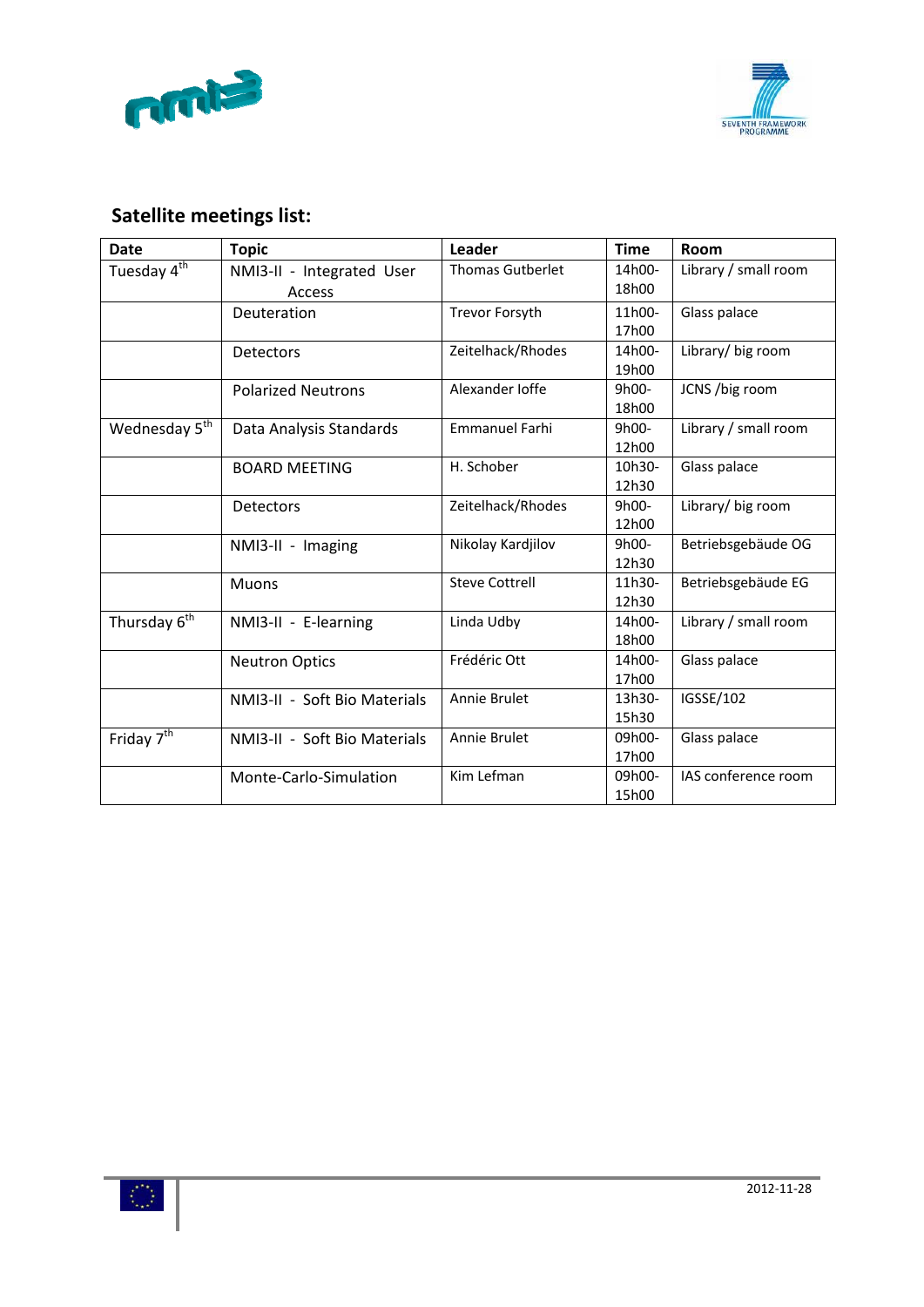## Satellite meetings list:

| Date | Topic | Leader | Time | Room |
|---|---|---|---|---|
| Tuesday 4th | NMI3-II - Integrated User Access | Thomas Gutberlet | 14h00-18h00 | Library / small room |
| | Deuteration | Trevor Forsyth | 11h00-17h00 | Glass palace |
| | Detectors | Zeitelhack/Rhodes | 14h00-19h00 | Library/ big room |
| | Polarized Neutrons | Alexander Ioffe | 9h00-18h00 | JCNS /big room |
| Wednesday 5th | Data Analysis Standards | Emmanuel Farhi | 9h00-12h00 | Library / small room |
| | BOARD MEETING | H. Schober | 10h30-12h30 | Glass palace |
| | Detectors | Zeitelhack/Rhodes | 9h00-12h00 | Library/ big room |
| | NMI3-II - Imaging | Nikolay Kardjilov | 9h00-12h30 | Betriebsgebäude OG |
| | Muons | Steve Cottrell | 11h30-12h30 | Betriebsgebäude EG |
| Thursday 6th | NMI3-II - E-learning | Linda Udby | 14h00-18h00 | Library / small room |
| | Neutron Optics | Frédéric Ott | 14h00-17h00 | Glass palace |
| | NMI3-II - Soft Bio Materials | Annie Brulet | 13h30-15h30 | IGSSE/102 |
| Friday 7th | NMI3-II - Soft Bio Materials | Annie Brulet | 09h00-17h00 | Glass palace |
| | Monte-Carlo-Simulation | Kim Lefman | 09h00-15h00 | IAS conference room |

2012-11-28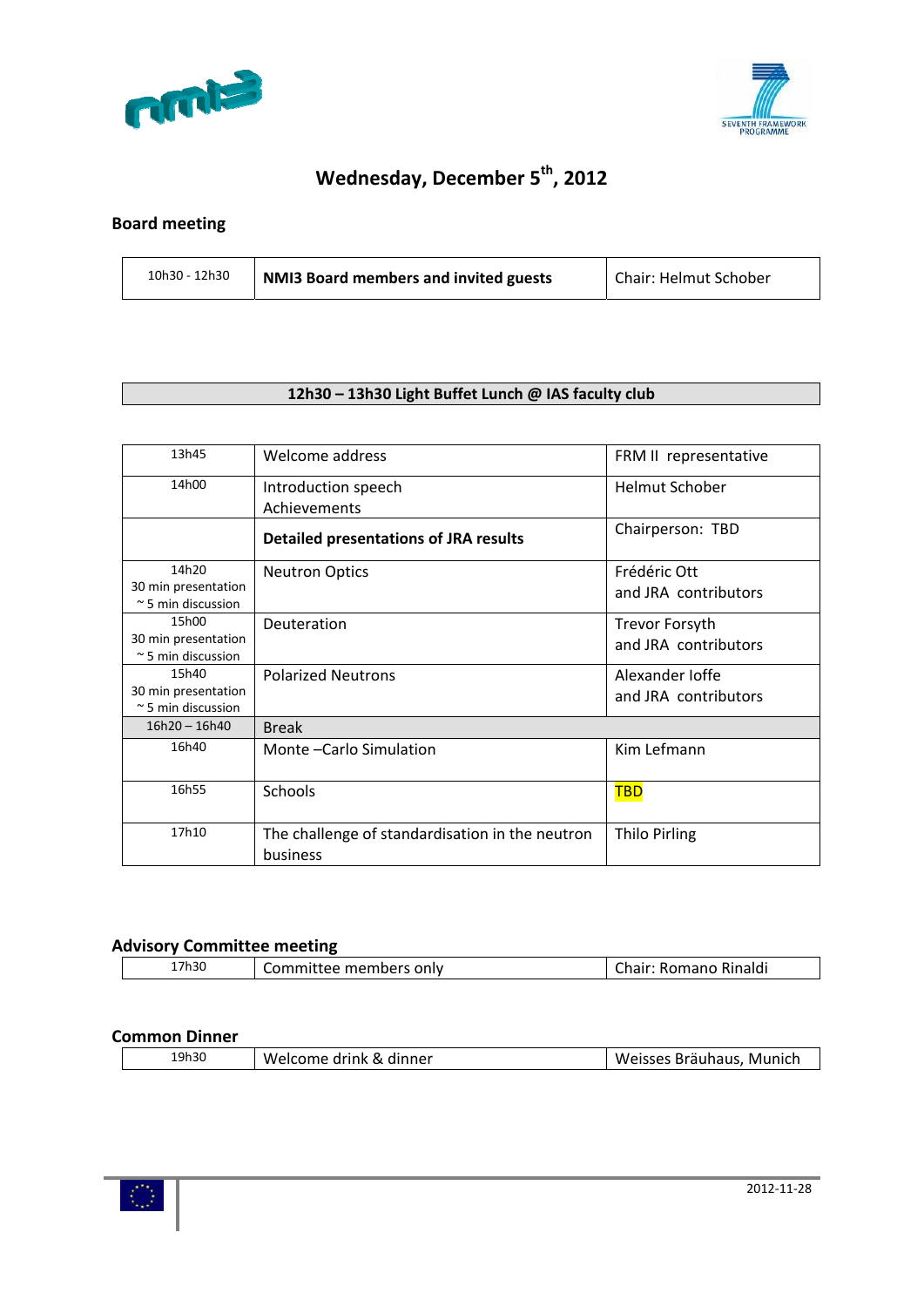# Wednesday, December 5th, 2012

## Board meeting

| | | |
|---|---|---|
| 10h30 - 12h30 | **NMI3 Board members and invited guests** | Chair: Helmut Schober |

| |
|---|
| **12h30 – 13h30 Light Buffet Lunch @ IAS faculty club** |

| | | |
|---|---|---|
| 13h45 | Welcome address | FRM II representative |
| 14h00 | Introduction speech<br>Achievements | Helmut Schober |
| | **Detailed presentations of JRA results** | Chairperson: TBD |
| 14h20<br>30 min presentation<br>~ 5 min discussion | Neutron Optics | Frédéric Ott<br>and JRA contributors |
| 15h00<br>30 min presentation<br>~ 5 min discussion | Deuteration | Trevor Forsyth<br>and JRA contributors |
| 15h40<br>30 min presentation<br>~ 5 min discussion | Polarized Neutrons | Alexander Ioffe<br>and JRA contributors |
| 16h20 – 16h40 | Break | |
| 16h40 | Monte –Carlo Simulation | Kim Lefmann |
| 16h55 | Schools | TBD |
| 17h10 | The challenge of standardisation in the neutron business | Thilo Pirling |

## Advisory Committee meeting

| | | |
|---|---|---|
| 17h30 | Committee members only | Chair: Romano Rinaldi |

## Common Dinner

| | | |
|---|---|---|
| 19h30 | Welcome drink & dinner | Weisses Bräuhaus, Munich |

2012-11-28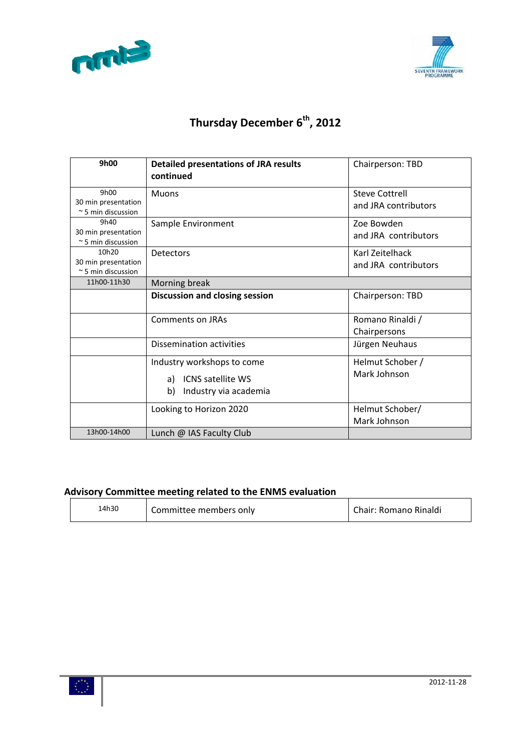# Thursday December 6th, 2012

| | | |
|---|---|---|
| **9h00** | **Detailed presentations of JRA results continued** | Chairperson: TBD |
| 9h00<br>30 min presentation<br>~ 5 min discussion | Muons | Steve Cottrell<br>and JRA contributors |
| 9h40<br>30 min presentation<br>~ 5 min discussion | Sample Environment | Zoe Bowden<br>and JRA contributors |
| 10h20<br>30 min presentation<br>~ 5 min discussion | Detectors | Karl Zeitelhack<br>and JRA contributors |
| 11h00-11h30 | Morning break | |
| | **Discussion and closing session** | Chairperson: TBD |
| | Comments on JRAs | Romano Rinaldi /<br>Chairpersons |
| | Dissemination activities | Jürgen Neuhaus |
| | Industry workshops to come<br>a) ICNS satellite WS<br>b) Industry via academia | Helmut Schober /<br>Mark Johnson |
| | Looking to Horizon 2020 | Helmut Schober/<br>Mark Johnson |
| 13h00-14h00 | Lunch @ IAS Faculty Club | |

## Advisory Committee meeting related to the ENMS evaluation

| | | |
|---|---|---|
| 14h30 | Committee members only | Chair: Romano Rinaldi |

2012-11-28